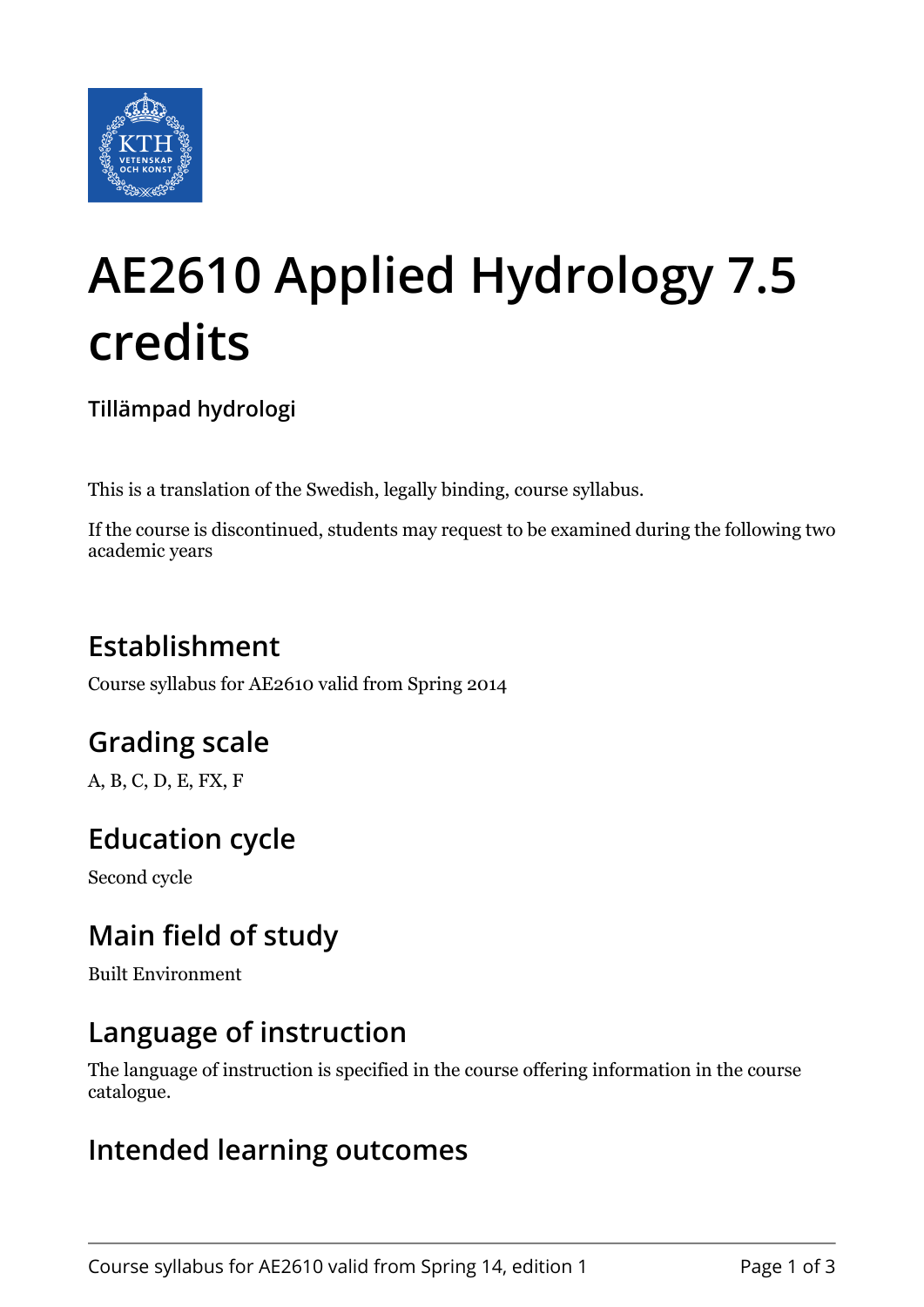# AE2610 Applied Hydrology 7.5 credits

**Tillämpad hydrologi**

This is a translation of the Swedish, legally binding, course syllabus.

If the course is discontinued, students may request to be examined during the following two academic years

## Establishment

Course syllabus for AE2610 valid from Spring 2014

## Grading scale

A, B, C, D, E, FX, F

## Education cycle

Second cycle

## Main field of study

Built Environment

## Language of instruction

The language of instruction is specified in the course offering information in the course catalogue.

## Intended learning outcomes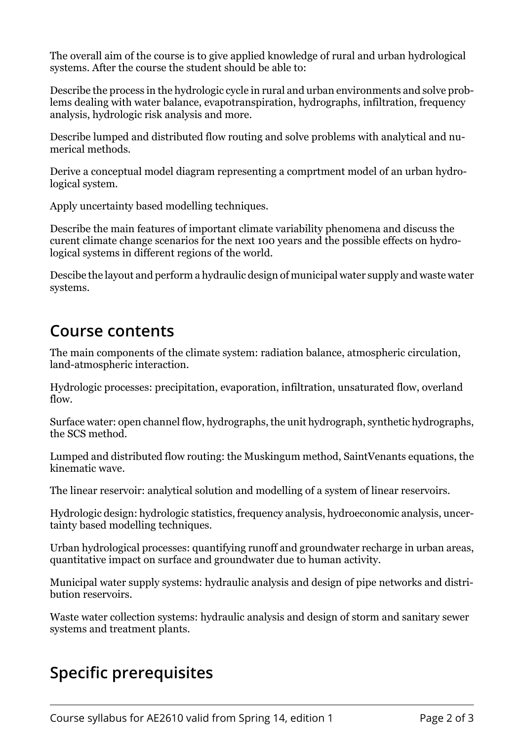The overall aim of the course is to give applied knowledge of rural and urban hydrological systems. After the course the student should be able to:

Describe the process in the hydrologic cycle in rural and urban environments and solve problems dealing with water balance, evapotranspiration, hydrographs, infiltration, frequency analysis, hydrologic risk analysis and more.

Describe lumped and distributed flow routing and solve problems with analytical and numerical methods.

Derive a conceptual model diagram representing a comprtment model of an urban hydrological system.

Apply uncertainty based modelling techniques.

Describe the main features of important climate variability phenomena and discuss the curent climate change scenarios for the next 100 years and the possible effects on hydrological systems in different regions of the world.

Descibe the layout and perform a hydraulic design of municipal water supply and waste water systems.

## Course contents

The main components of the climate system: radiation balance, atmospheric circulation, land-atmospheric interaction.

Hydrologic processes: precipitation, evaporation, infiltration, unsaturated flow, overland flow.

Surface water: open channel flow, hydrographs, the unit hydrograph, synthetic hydrographs, the SCS method.

Lumped and distributed flow routing: the Muskingum method, SaintVenants equations, the kinematic wave.

The linear reservoir: analytical solution and modelling of a system of linear reservoirs.

Hydrologic design: hydrologic statistics, frequency analysis, hydroeconomic analysis, uncertainty based modelling techniques.

Urban hydrological processes: quantifying runoff and groundwater recharge in urban areas, quantitative impact on surface and groundwater due to human activity.

Municipal water supply systems: hydraulic analysis and design of pipe networks and distribution reservoirs.

Waste water collection systems: hydraulic analysis and design of storm and sanitary sewer systems and treatment plants.

## Specific prerequisites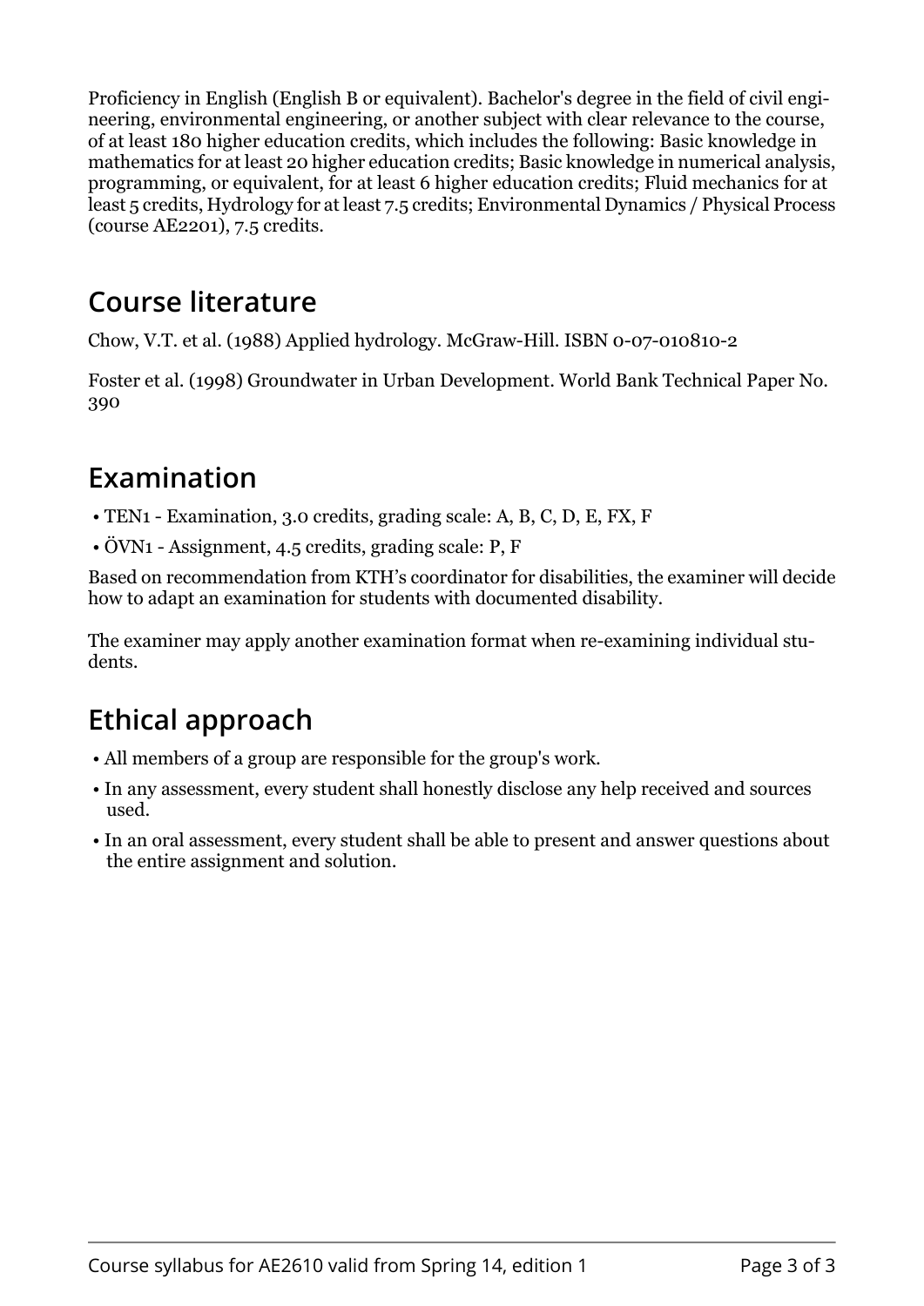Proficiency in English (English B or equivalent). Bachelor's degree in the field of civil engineering, environmental engineering, or another subject with clear relevance to the course, of at least 180 higher education credits, which includes the following: Basic knowledge in mathematics for at least 20 higher education credits; Basic knowledge in numerical analysis, programming, or equivalent, for at least 6 higher education credits; Fluid mechanics for at least 5 credits, Hydrology for at least 7.5 credits; Environmental Dynamics / Physical Process (course AE2201), 7.5 credits.

## Course literature

Chow, V.T. et al. (1988) Applied hydrology. McGraw-Hill. ISBN 0-07-010810-2

Foster et al. (1998) Groundwater in Urban Development. World Bank Technical Paper No. 390

## Examination

- TEN1 - Examination, 3.0 credits, grading scale: A, B, C, D, E, FX, F
- ÖVN1 - Assignment, 4.5 credits, grading scale: P, F

Based on recommendation from KTH's coordinator for disabilities, the examiner will decide how to adapt an examination for students with documented disability.

The examiner may apply another examination format when re-examining individual students.

## Ethical approach

- All members of a group are responsible for the group's work.
- In any assessment, every student shall honestly disclose any help received and sources used.
- In an oral assessment, every student shall be able to present and answer questions about the entire assignment and solution.